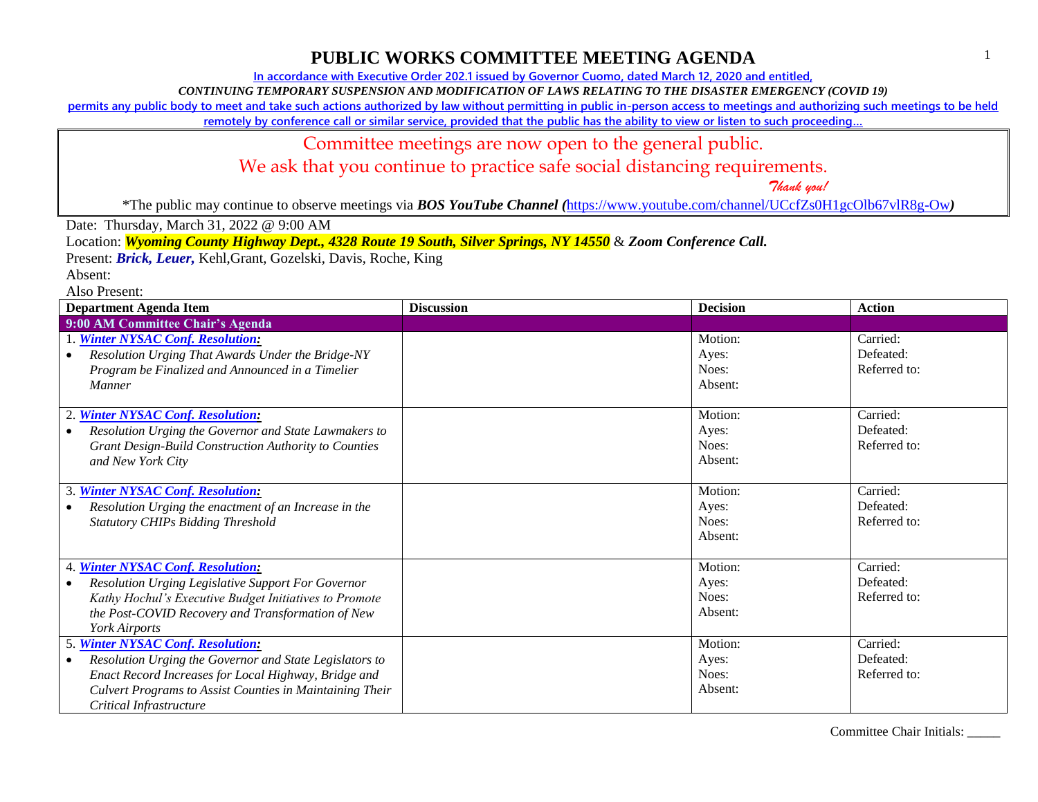# PUBLIC WORKS COMMITTEE MEETING AGENDA

**In accordance with Executive Order 202.1 issued by Governor Cuomo, dated March 12, 2020 and entitled,**

***CONTINUING TEMPORARY SUSPENSION AND MODIFICATION OF LAWS RELATING TO THE DISASTER EMERGENCY (COVID 19)***

**permits any public body to meet and take such actions authorized by law without permitting in public in-person access to meetings and authorizing such meetings to be held remotely by conference call or similar service, provided that the public has the ability to view or listen to such proceeding…**

Committee meetings are now open to the general public.

We ask that you continue to practice safe social distancing requirements.

*Thank you!*

*The public may continue to observe meetings via ***BOS YouTube Channel (***https://www.youtube.com/channel/UCcfZs0H1gcOlb67vlR8g-Ow***)***

Date: Thursday, March 31, 2022 @ 9:00 AM

Location: ***Wyoming County Highway Dept., 4328 Route 19 South, Silver Springs, NY 14550*** & ***Zoom Conference Call.***

Present: ***Brick, Leuer,*** Kehl,Grant, Gozelski, Davis, Roche, King

Absent:

Also Present:

| Department Agenda Item | Discussion | Decision | Action |
|---|---|---|---|
| **9:00 AM Committee Chair's Agenda** | | | |
| 1. ***Winter NYSAC Conf. Resolution:*** <br>• *Resolution Urging That Awards Under the Bridge-NY Program be Finalized and Announced in a Timelier Manner* | | Motion:<br>Ayes:<br>Noes:<br>Absent: | Carried:<br>Defeated:<br>Referred to: |
| 2. ***Winter NYSAC Conf. Resolution:*** <br>• *Resolution Urging the Governor and State Lawmakers to Grant Design-Build Construction Authority to Counties and New York City* | | Motion:<br>Ayes:<br>Noes:<br>Absent: | Carried:<br>Defeated:<br>Referred to: |
| 3. ***Winter NYSAC Conf. Resolution:*** <br>• *Resolution Urging the enactment of an Increase in the Statutory CHIPs Bidding Threshold* | | Motion:<br>Ayes:<br>Noes:<br>Absent: | Carried:<br>Defeated:<br>Referred to: |
| 4. ***Winter NYSAC Conf. Resolution:*** <br>• *Resolution Urging Legislative Support For Governor Kathy Hochul's Executive Budget Initiatives to Promote the Post-COVID Recovery and Transformation of New York Airports* | | Motion:<br>Ayes:<br>Noes:<br>Absent: | Carried:<br>Defeated:<br>Referred to: |
| 5. ***Winter NYSAC Conf. Resolution:*** <br>• *Resolution Urging the Governor and State Legislators to Enact Record Increases for Local Highway, Bridge and Culvert Programs to Assist Counties in Maintaining Their Critical Infrastructure* | | Motion:<br>Ayes:<br>Noes:<br>Absent: | Carried:<br>Defeated:<br>Referred to: |

Committee Chair Initials: _____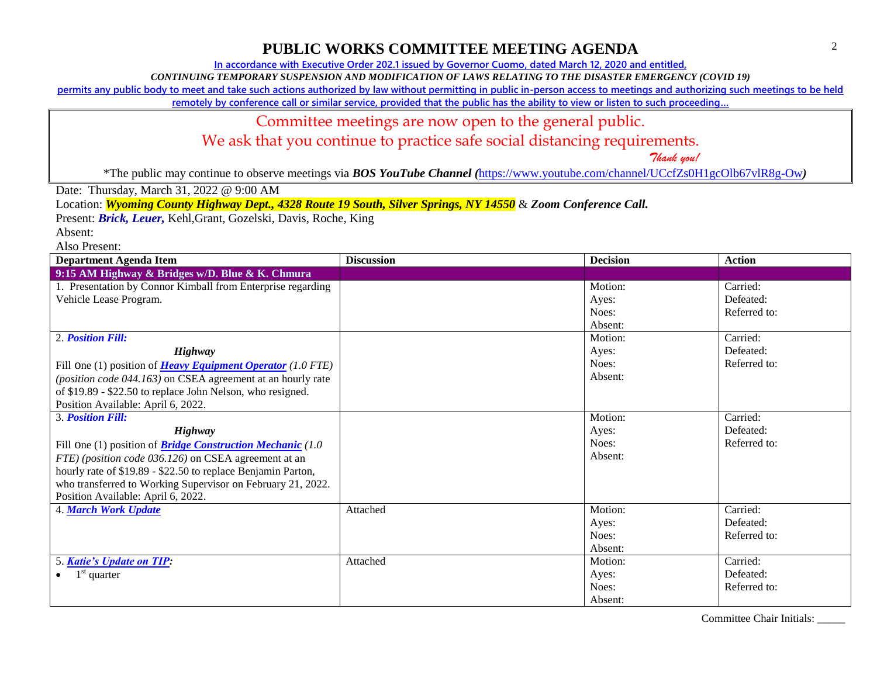# PUBLIC WORKS COMMITTEE MEETING AGENDA

In accordance with Executive Order 202.1 issued by Governor Cuomo, dated March 12, 2020 and entitled,

*CONTINUING TEMPORARY SUSPENSION AND MODIFICATION OF LAWS RELATING TO THE DISASTER EMERGENCY (COVID 19)*

permits any public body to meet and take such actions authorized by law without permitting in public in-person access to meetings and authorizing such meetings to be held remotely by conference call or similar service, provided that the public has the ability to view or listen to such proceeding…

Committee meetings are now open to the general public.

We ask that you continue to practice safe social distancing requirements.

*Thank you!*

*The public may continue to observe meetings via ***BOS YouTube Channel*** *(*https://www.youtube.com/channel/UCcfZs0H1gcOlb67vlR8g-Ow*)*

Date: Thursday, March 31, 2022 @ 9:00 AM

Location: ***Wyoming County Highway Dept., 4328 Route 19 South, Silver Springs, NY 14550*** & ***Zoom Conference Call.***

Present: ***Brick, Leuer,*** Kehl,Grant, Gozelski, Davis, Roche, King

Absent:

Also Present:

| Department Agenda Item | Discussion | Decision | Action |
|---|---|---|---|
| **9:15 AM Highway & Bridges w/D. Blue & K. Chmura** | | | |
| 1. Presentation by Connor Kimball from Enterprise regarding Vehicle Lease Program. | | Motion:<br>Ayes:<br>Noes:<br>Absent: | Carried:<br>Defeated:<br>Referred to: |
| 2. ***Position Fill:***<br>***Highway***<br>Fill one (1) position of ***Heavy Equipment Operator*** *(1.0 FTE) (position code 044.163)* on CSEA agreement at an hourly rate of \$19.89 - \$22.50 to replace John Nelson, who resigned. Position Available: April 6, 2022. | | Motion:<br>Ayes:<br>Noes:<br>Absent: | Carried:<br>Defeated:<br>Referred to: |
| 3. ***Position Fill:***<br>***Highway***<br>Fill one (1) position of ***Bridge Construction Mechanic*** *(1.0 FTE) (position code 036.126)* on CSEA agreement at an hourly rate of \$19.89 - \$22.50 to replace Benjamin Parton, who transferred to Working Supervisor on February 21, 2022. Position Available: April 6, 2022. | | Motion:<br>Ayes:<br>Noes:<br>Absent: | Carried:<br>Defeated:<br>Referred to: |
| 4. ***March Work Update*** | Attached | Motion:<br>Ayes:<br>Noes:<br>Absent: | Carried:<br>Defeated:<br>Referred to: |
| 5. ***Katie's Update on TIP:***<br>• 1st quarter | Attached | Motion:<br>Ayes:<br>Noes:<br>Absent: | Carried:<br>Defeated:<br>Referred to: |

Committee Chair Initials: _____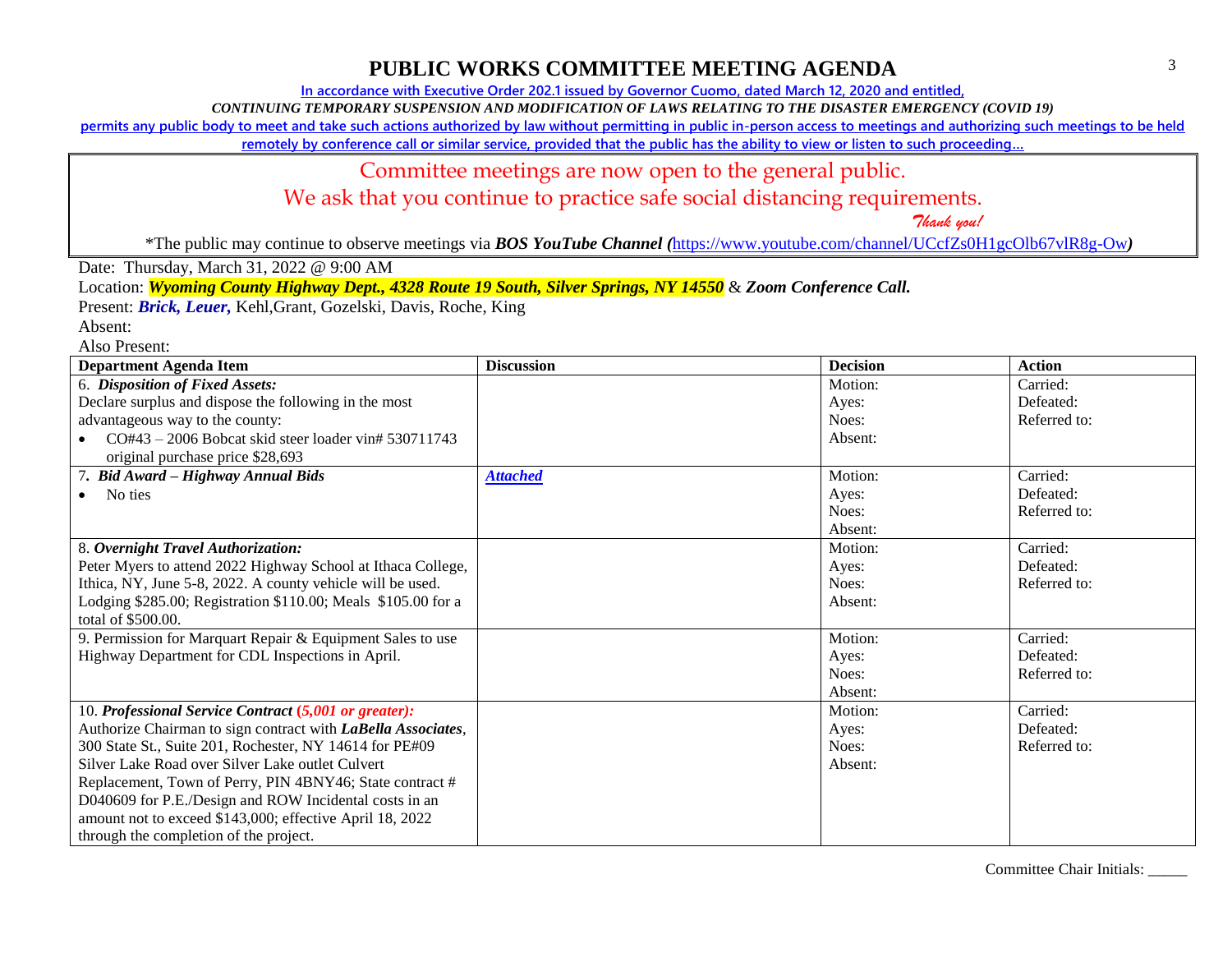# PUBLIC WORKS COMMITTEE MEETING AGENDA

In accordance with Executive Order 202.1 issued by Governor Cuomo, dated March 12, 2020 and entitled,

*CONTINUING TEMPORARY SUSPENSION AND MODIFICATION OF LAWS RELATING TO THE DISASTER EMERGENCY (COVID 19)*

permits any public body to meet and take such actions authorized by law without permitting in public in-person access to meetings and authorizing such meetings to be held remotely by conference call or similar service, provided that the public has the ability to view or listen to such proceeding…

Committee meetings are now open to the general public.

We ask that you continue to practice safe social distancing requirements.

*Thank you!*

*The public may continue to observe meetings via ***BOS YouTube Channel*** *(*https://www.youtube.com/channel/UCcfZs0H1gcOlb67vlR8g-Ow*)*

Date: Thursday, March 31, 2022 @ 9:00 AM

Location: ***Wyoming County Highway Dept., 4328 Route 19 South, Silver Springs, NY 14550*** & ***Zoom Conference Call.***

Present: ***Brick, Leuer,*** Kehl,Grant, Gozelski, Davis, Roche, King

Absent:

Also Present:

| Department Agenda Item | Discussion | Decision | Action |
|---|---|---|---|
| 6. ***Disposition of Fixed Assets:*** Declare surplus and dispose the following in the most advantageous way to the county: <br>• CO#43 – 2006 Bobcat skid steer loader vin# 530711743 original purchase price $28,693 | | Motion:<br>Ayes:<br>Noes:<br>Absent: | Carried:<br>Defeated:<br>Referred to: |
| 7***. Bid Award – Highway Annual Bids***<br>• No ties | ***Attached*** | Motion:<br>Ayes:<br>Noes:<br>Absent: | Carried:<br>Defeated:<br>Referred to: |
| 8. ***Overnight Travel Authorization:*** Peter Myers to attend 2022 Highway School at Ithaca College, Ithica, NY, June 5-8, 2022. A county vehicle will be used. Lodging $285.00; Registration $110.00; Meals $105.00 for a total of $500.00. | | Motion:<br>Ayes:<br>Noes:<br>Absent: | Carried:<br>Defeated:<br>Referred to: |
| 9. Permission for Marquart Repair & Equipment Sales to use Highway Department for CDL Inspections in April. | | Motion:<br>Ayes:<br>Noes:<br>Absent: | Carried:<br>Defeated:<br>Referred to: |
| 10. ***Professional Service Contract (5,001 or greater):*** Authorize Chairman to sign contract with ***LaBella Associates***, 300 State St., Suite 201, Rochester, NY 14614 for PE#09 Silver Lake Road over Silver Lake outlet Culvert Replacement, Town of Perry, PIN 4BNY46; State contract # D040609 for P.E./Design and ROW Incidental costs in an amount not to exceed $143,000; effective April 18, 2022 through the completion of the project. | | Motion:<br>Ayes:<br>Noes:<br>Absent: | Carried:<br>Defeated:<br>Referred to: |

Committee Chair Initials: _____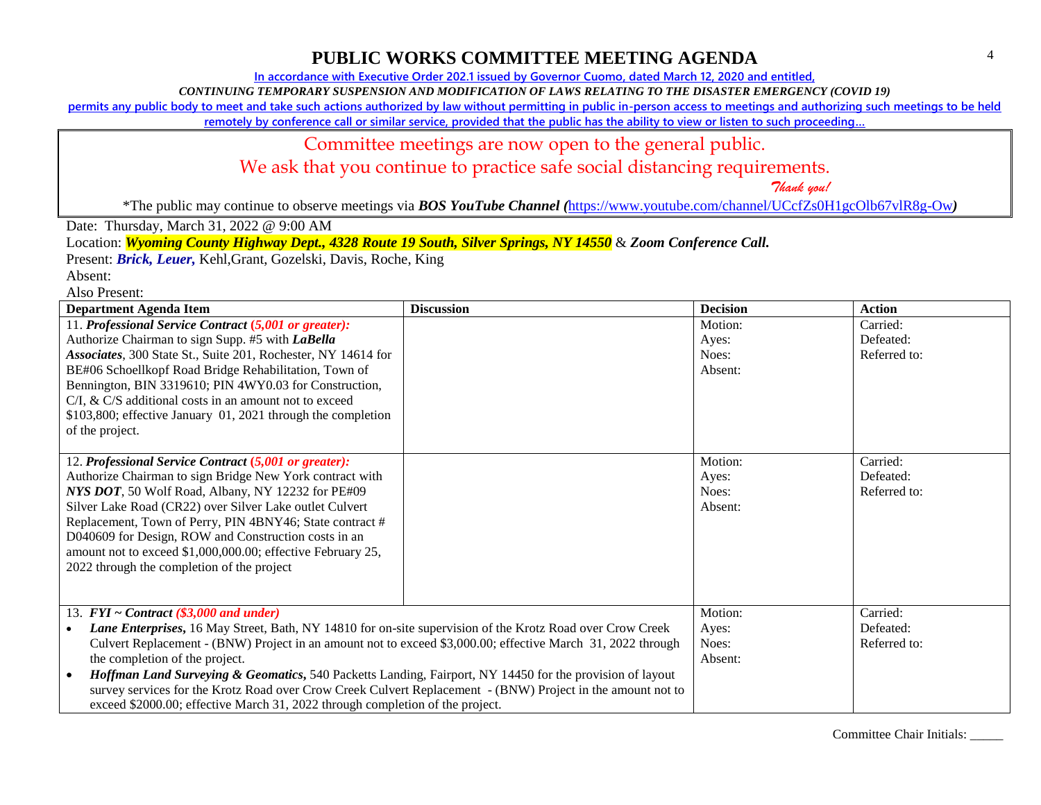# PUBLIC WORKS COMMITTEE MEETING AGENDA

In accordance with Executive Order 202.1 issued by Governor Cuomo, dated March 12, 2020 and entitled,

*CONTINUING TEMPORARY SUSPENSION AND MODIFICATION OF LAWS RELATING TO THE DISASTER EMERGENCY (COVID 19)*

permits any public body to meet and take such actions authorized by law without permitting in public in-person access to meetings and authorizing such meetings to be held remotely by conference call or similar service, provided that the public has the ability to view or listen to such proceeding…

Committee meetings are now open to the general public.
We ask that you continue to practice safe social distancing requirements.
*Thank you!*

*The public may continue to observe meetings via ***BOS YouTube Channel (***https://www.youtube.com/channel/UCcfZs0H1gcOlb67vlR8g-Ow***)***

Date: Thursday, March 31, 2022 @ 9:00 AM

Location: ***Wyoming County Highway Dept., 4328 Route 19 South, Silver Springs, NY 14550*** & ***Zoom Conference Call.***

Present: ***Brick, Leuer,*** Kehl,Grant, Gozelski, Davis, Roche, King

Absent:

Also Present:

| Department Agenda Item | Discussion | Decision | Action |
|---|---|---|---|
| 11. ***Professional Service Contract (5,001 or greater):*** Authorize Chairman to sign Supp. #5 with ***LaBella Associates***, 300 State St., Suite 201, Rochester, NY 14614 for BE#06 Schoellkopf Road Bridge Rehabilitation, Town of Bennington, BIN 3319610; PIN 4WY0.03 for Construction, C/I, & C/S additional costs in an amount not to exceed $103,800; effective January 01, 2021 through the completion of the project. | | Motion:<br>Ayes:<br>Noes:<br>Absent: | Carried:<br>Defeated:<br>Referred to: |
| 12. ***Professional Service Contract (5,001 or greater):*** Authorize Chairman to sign Bridge New York contract with ***NYS DOT***, 50 Wolf Road, Albany, NY 12232 for PE#09 Silver Lake Road (CR22) over Silver Lake outlet Culvert Replacement, Town of Perry, PIN 4BNY46; State contract # D040609 for Design, ROW and Construction costs in an amount not to exceed $1,000,000.00; effective February 25, 2022 through the completion of the project | | Motion:<br>Ayes:<br>Noes:<br>Absent: | Carried:<br>Defeated:<br>Referred to: |
| 13. ***FYI ~ Contract ($3,000 and under)***<br>• ***Lane Enterprises,*** 16 May Street, Bath, NY 14810 for on-site supervision of the Krotz Road over Crow Creek Culvert Replacement - (BNW) Project in an amount not to exceed $3,000.00; effective March 31, 2022 through the completion of the project.<br>• ***Hoffman Land Surveying & Geomatics,*** 540 Packetts Landing, Fairport, NY 14450 for the provision of layout survey services for the Krotz Road over Crow Creek Culvert Replacement - (BNW) Project in the amount not to exceed $2000.00; effective March 31, 2022 through completion of the project. | | Motion:<br>Ayes:<br>Noes:<br>Absent: | Carried:<br>Defeated:<br>Referred to: |

Committee Chair Initials: _____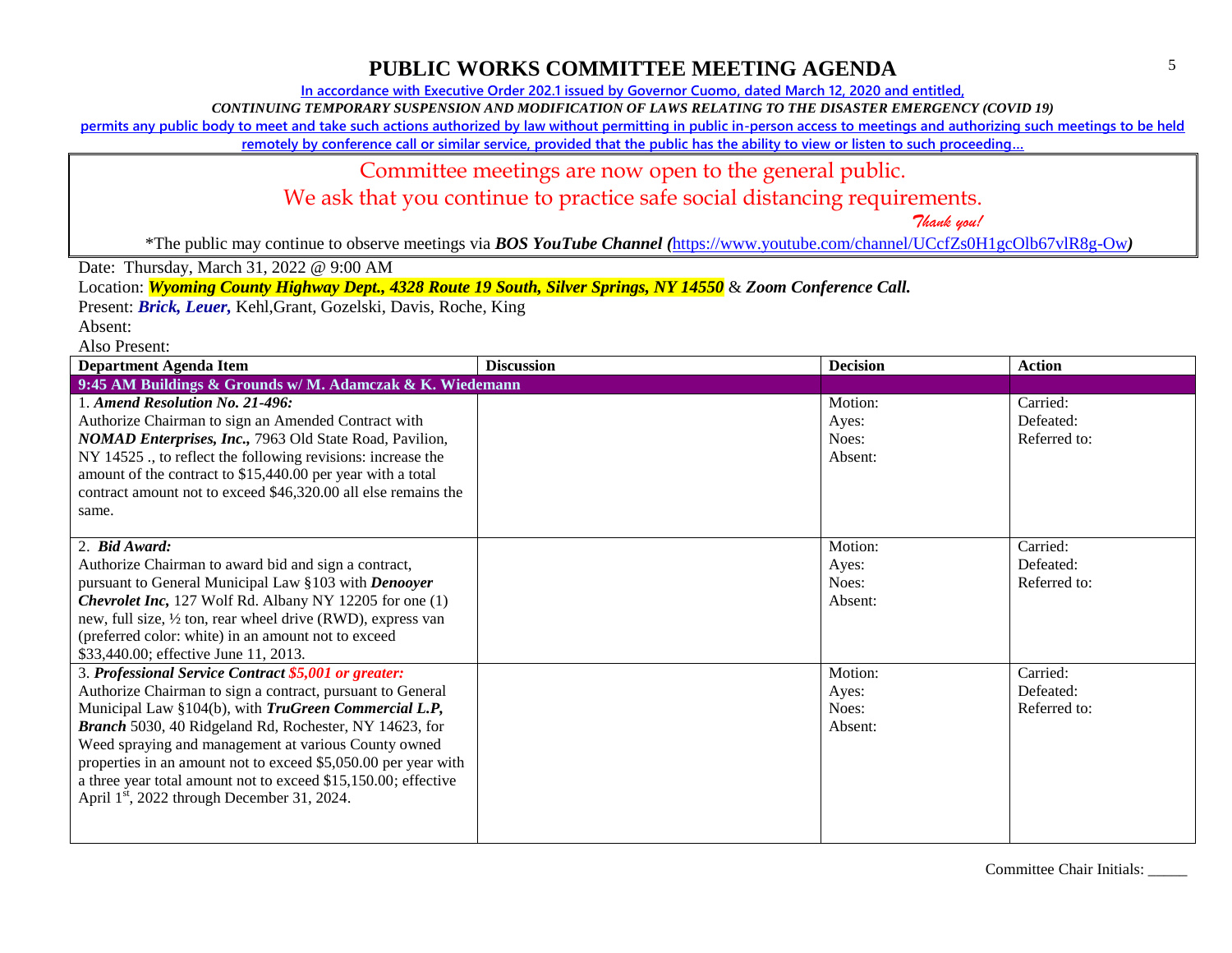# PUBLIC WORKS COMMITTEE MEETING AGENDA

In accordance with Executive Order 202.1 issued by Governor Cuomo, dated March 12, 2020 and entitled,

*CONTINUING TEMPORARY SUSPENSION AND MODIFICATION OF LAWS RELATING TO THE DISASTER EMERGENCY (COVID 19)*

permits any public body to meet and take such actions authorized by law without permitting in public in-person access to meetings and authorizing such meetings to be held remotely by conference call or similar service, provided that the public has the ability to view or listen to such proceeding…

Committee meetings are now open to the general public.

We ask that you continue to practice safe social distancing requirements.

*Thank you!*

*The public may continue to observe meetings via ***BOS YouTube Channel (***https://www.youtube.com/channel/UCcfZs0H1gcOlb67vlR8g-Ow***)***

Date: Thursday, March 31, 2022 @ 9:00 AM

Location: ***Wyoming County Highway Dept., 4328 Route 19 South, Silver Springs, NY 14550*** & ***Zoom Conference Call.***

Present: ***Brick, Leuer,*** Kehl,Grant, Gozelski, Davis, Roche, King

Absent:

Also Present:

| Department Agenda Item | Discussion | Decision | Action |
|---|---|---|---|
| **9:45 AM Buildings & Grounds w/ M. Adamczak & K. Wiedemann** | | | |
| 1. ***Amend Resolution No. 21-496:*** Authorize Chairman to sign an Amended Contract with ***NOMAD Enterprises, Inc.,*** 7963 Old State Road, Pavilion, NY 14525 ., to reflect the following revisions: increase the amount of the contract to $15,440.00 per year with a total contract amount not to exceed $46,320.00 all else remains the same. | | Motion:<br>Ayes:<br>Noes:<br>Absent: | Carried:<br>Defeated:<br>Referred to: |
| 2. ***Bid Award:*** Authorize Chairman to award bid and sign a contract, pursuant to General Municipal Law §103 with ***Denooyer Chevrolet Inc,*** 127 Wolf Rd. Albany NY 12205 for one (1) new, full size, ½ ton, rear wheel drive (RWD), express van (preferred color: white) in an amount not to exceed $33,440.00; effective June 11, 2013. | | Motion:<br>Ayes:<br>Noes:<br>Absent: | Carried:<br>Defeated:<br>Referred to: |
| 3. ***Professional Service Contract $5,001 or greater:*** Authorize Chairman to sign a contract, pursuant to General Municipal Law §104(b), with ***TruGreen Commercial L.P, Branch*** 5030, 40 Ridgeland Rd, Rochester, NY 14623, for Weed spraying and management at various County owned properties in an amount not to exceed $5,050.00 per year with a three year total amount not to exceed $15,150.00; effective April 1st, 2022 through December 31, 2024. | | Motion:<br>Ayes:<br>Noes:<br>Absent: | Carried:<br>Defeated:<br>Referred to: |

Committee Chair Initials: _____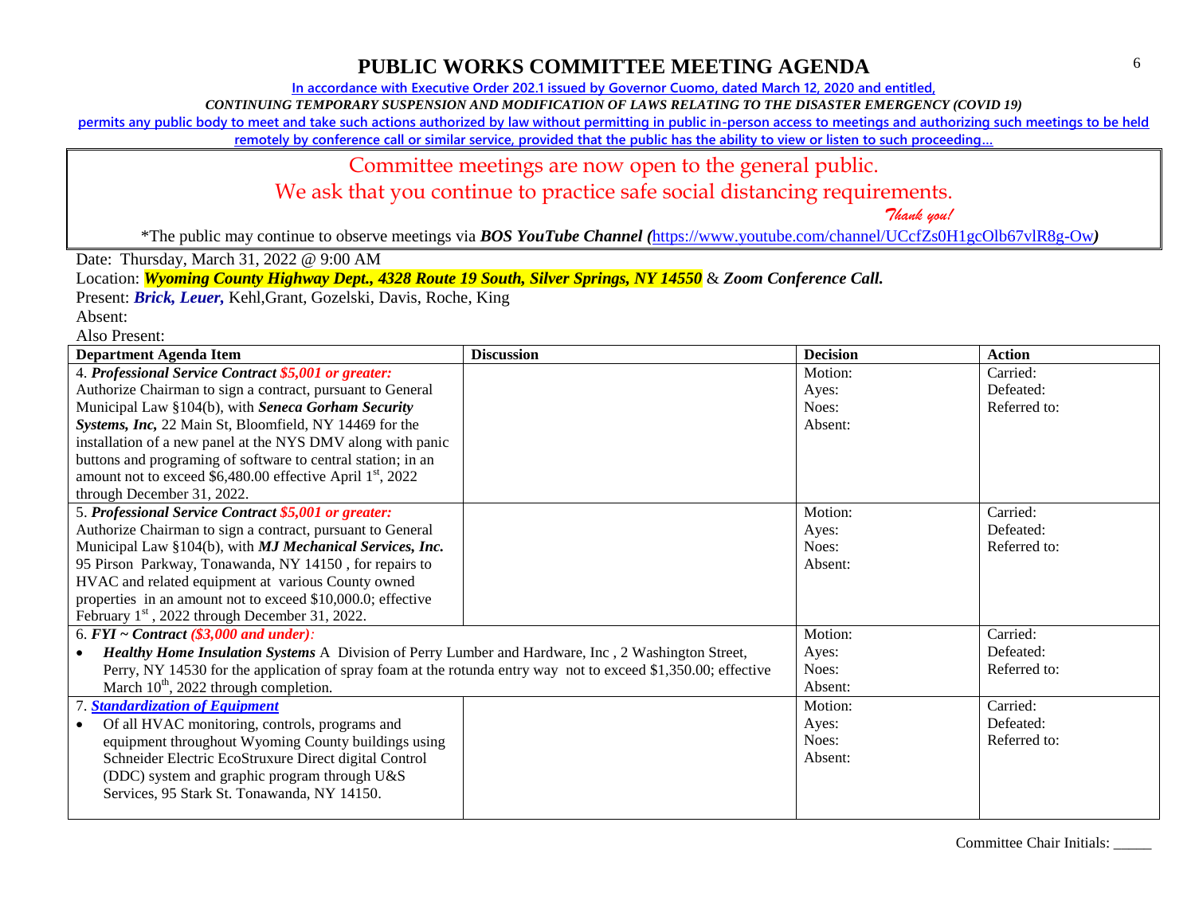# PUBLIC WORKS COMMITTEE MEETING AGENDA

**In accordance with Executive Order 202.1 issued by Governor Cuomo, dated March 12, 2020 and entitled,**

***CONTINUING TEMPORARY SUSPENSION AND MODIFICATION OF LAWS RELATING TO THE DISASTER EMERGENCY (COVID 19)***

**permits any public body to meet and take such actions authorized by law without permitting in public in-person access to meetings and authorizing such meetings to be held remotely by conference call or similar service, provided that the public has the ability to view or listen to such proceeding…**

Committee meetings are now open to the general public.

We ask that you continue to practice safe social distancing requirements.

*Thank you!*

*The public may continue to observe meetings via ***BOS YouTube Channel (***https://www.youtube.com/channel/UCcfZs0H1gcOlb67vlR8g-Ow***)***

Date: Thursday, March 31, 2022 @ 9:00 AM

Location: ***Wyoming County Highway Dept., 4328 Route 19 South, Silver Springs, NY 14550*** & ***Zoom Conference Call.***

Present: ***Brick, Leuer,*** Kehl,Grant, Gozelski, Davis, Roche, King

Absent:

Also Present:

| Department Agenda Item | Discussion | Decision | Action |
|---|---|---|---|
| 4. ***Professional Service Contract $5,001 or greater:*** Authorize Chairman to sign a contract, pursuant to General Municipal Law §104(b), with ***Seneca Gorham Security Systems, Inc,*** 22 Main St, Bloomfield, NY 14469 for the installation of a new panel at the NYS DMV along with panic buttons and programing of software to central station; in an amount not to exceed $6,480.00 effective April 1st, 2022 through December 31, 2022. | | Motion:<br>Ayes:<br>Noes:<br>Absent: | Carried:<br>Defeated:<br>Referred to: |
| 5. ***Professional Service Contract $5,001 or greater:*** Authorize Chairman to sign a contract, pursuant to General Municipal Law §104(b), with ***MJ Mechanical Services, Inc.*** 95 Pirson Parkway, Tonawanda, NY 14150 , for repairs to HVAC and related equipment at various County owned properties in an amount not to exceed $10,000.0; effective February 1st , 2022 through December 31, 2022. | | Motion:<br>Ayes:<br>Noes:<br>Absent: | Carried:<br>Defeated:<br>Referred to: |
| 6. ***FYI ~ Contract ($3,000 and under):***<br>• ***Healthy Home Insulation Systems*** A Division of Perry Lumber and Hardware, Inc , 2 Washington Street, Perry, NY 14530 for the application of spray foam at the rotunda entry way not to exceed $1,350.00; effective March 10th, 2022 through completion. | | Motion:<br>Ayes:<br>Noes:<br>Absent: | Carried:<br>Defeated:<br>Referred to: |
| 7. ***Standardization of Equipment***<br>• Of all HVAC monitoring, controls, programs and equipment throughout Wyoming County buildings using Schneider Electric EcoStruxure Direct digital Control (DDC) system and graphic program through U&S Services, 95 Stark St. Tonawanda, NY 14150. | | Motion:<br>Ayes:<br>Noes:<br>Absent: | Carried:<br>Defeated:<br>Referred to: |

Committee Chair Initials: _____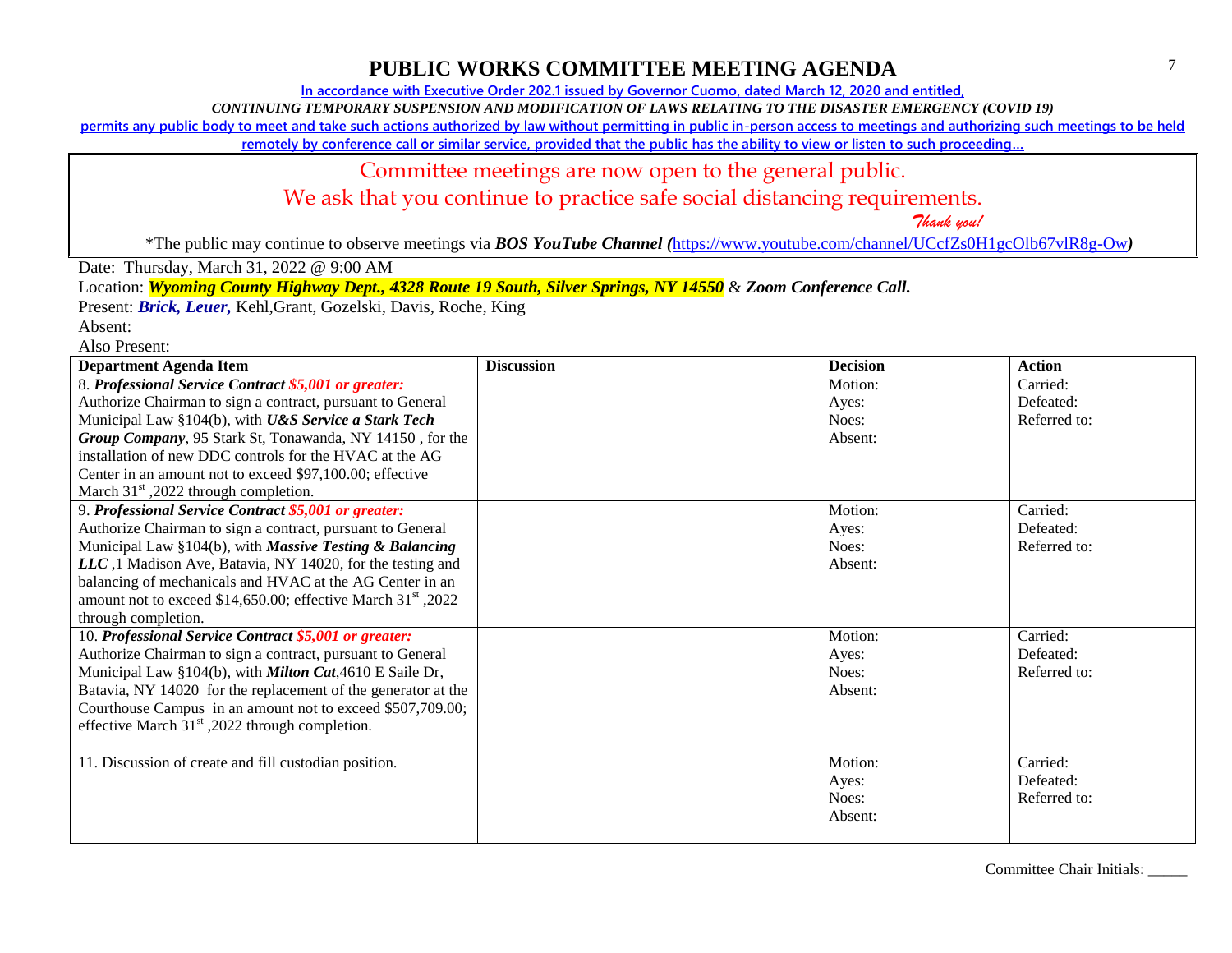# PUBLIC WORKS COMMITTEE MEETING AGENDA

In accordance with Executive Order 202.1 issued by Governor Cuomo, dated March 12, 2020 and entitled,

*CONTINUING TEMPORARY SUSPENSION AND MODIFICATION OF LAWS RELATING TO THE DISASTER EMERGENCY (COVID 19)*

permits any public body to meet and take such actions authorized by law without permitting in public in-person access to meetings and authorizing such meetings to be held remotely by conference call or similar service, provided that the public has the ability to view or listen to such proceeding…

Committee meetings are now open to the general public.

We ask that you continue to practice safe social distancing requirements.

*Thank you!*

*The public may continue to observe meetings via ***BOS YouTube Channel*** *(*https://www.youtube.com/channel/UCcfZs0H1gcOlb67vlR8g-Ow*)*

Date: Thursday, March 31, 2022 @ 9:00 AM

Location: ***Wyoming County Highway Dept., 4328 Route 19 South, Silver Springs, NY 14550*** & ***Zoom Conference Call.***

Present: ***Brick, Leuer,*** Kehl,Grant, Gozelski, Davis, Roche, King

Absent:

Also Present:

| Department Agenda Item | Discussion | Decision | Action |
|---|---|---|---|
| 8. ***Professional Service Contract $5,001 or greater:*** Authorize Chairman to sign a contract, pursuant to General Municipal Law §104(b), with ***U&S Service a Stark Tech Group Company***, 95 Stark St, Tonawanda, NY 14150 , for the installation of new DDC controls for the HVAC at the AG Center in an amount not to exceed $97,100.00; effective March 31st ,2022 through completion. | | Motion:<br>Ayes:<br>Noes:<br>Absent: | Carried:<br>Defeated:<br>Referred to: |
| 9. ***Professional Service Contract $5,001 or greater:*** Authorize Chairman to sign a contract, pursuant to General Municipal Law §104(b), with ***Massive Testing & Balancing LLC*** ,1 Madison Ave, Batavia, NY 14020, for the testing and balancing of mechanicals and HVAC at the AG Center in an amount not to exceed $14,650.00; effective March 31st ,2022 through completion. | | Motion:<br>Ayes:<br>Noes:<br>Absent: | Carried:<br>Defeated:<br>Referred to: |
| 10. ***Professional Service Contract $5,001 or greater:*** Authorize Chairman to sign a contract, pursuant to General Municipal Law §104(b), with ***Milton Cat***,4610 E Saile Dr, Batavia, NY 14020 for the replacement of the generator at the Courthouse Campus in an amount not to exceed $507,709.00; effective March 31st ,2022 through completion. | | Motion:<br>Ayes:<br>Noes:<br>Absent: | Carried:<br>Defeated:<br>Referred to: |
| 11. Discussion of create and fill custodian position. | | Motion:<br>Ayes:<br>Noes:<br>Absent: | Carried:<br>Defeated:<br>Referred to: |

Committee Chair Initials: _____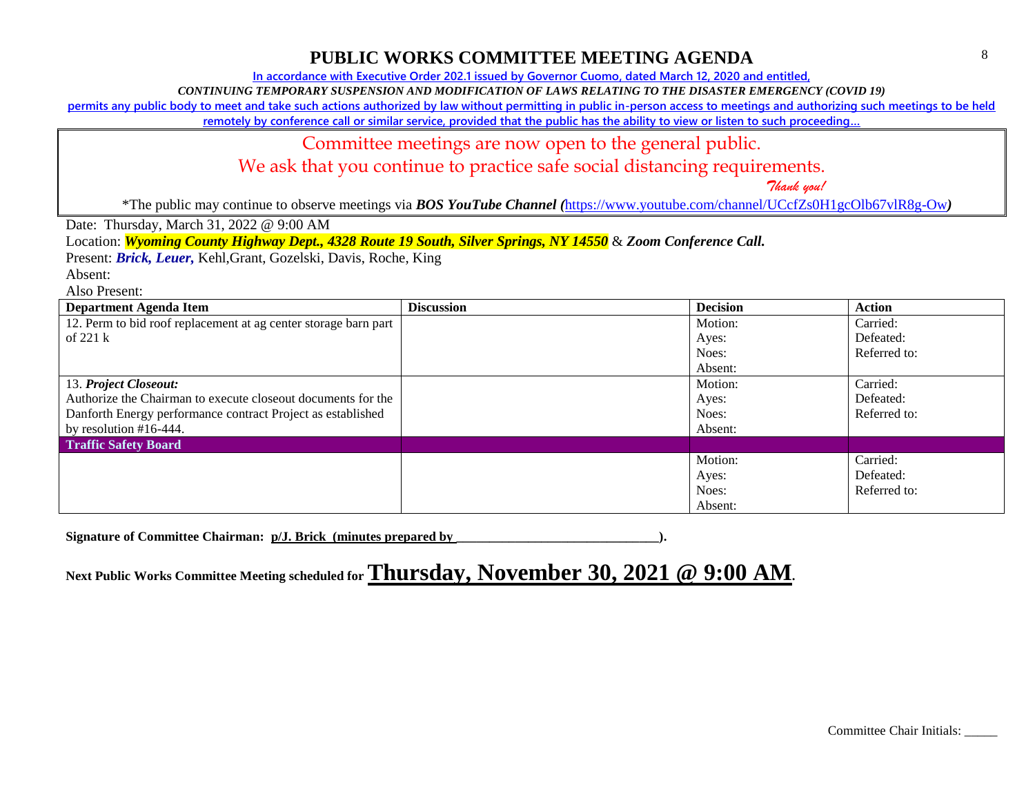# PUBLIC WORKS COMMITTEE MEETING AGENDA

In accordance with Executive Order 202.1 issued by Governor Cuomo, dated March 12, 2020 and entitled,

*CONTINUING TEMPORARY SUSPENSION AND MODIFICATION OF LAWS RELATING TO THE DISASTER EMERGENCY (COVID 19)*

permits any public body to meet and take such actions authorized by law without permitting in public in-person access to meetings and authorizing such meetings to be held remotely by conference call or similar service, provided that the public has the ability to view or listen to such proceeding…

Committee meetings are now open to the general public.

We ask that you continue to practice safe social distancing requirements.

*Thank you!*

*The public may continue to observe meetings via ***BOS YouTube Channel (***https://www.youtube.com/channel/UCcfZs0H1gcOlb67vlR8g-Ow***)***

Date: Thursday, March 31, 2022 @ 9:00 AM

Location: ***Wyoming County Highway Dept., 4328 Route 19 South, Silver Springs, NY 14550*** & ***Zoom Conference Call.***

Present: ***Brick, Leuer,*** Kehl,Grant, Gozelski, Davis, Roche, King

Absent:

Also Present:

| Department Agenda Item | Discussion | Decision | Action |
|---|---|---|---|
| 12. Perm to bid roof replacement at ag center storage barn part of 221 k | | Motion:<br>Ayes:<br>Noes:<br>Absent: | Carried:<br>Defeated:<br>Referred to: |
| 13. ***Project Closeout:***<br>Authorize the Chairman to execute closeout documents for the Danforth Energy performance contract Project as established by resolution #16-444. | | Motion:<br>Ayes:<br>Noes:<br>Absent: | Carried:<br>Defeated:<br>Referred to: |
| **Traffic Safety Board** | | | |
| | | Motion:<br>Ayes:<br>Noes:<br>Absent: | Carried:<br>Defeated:<br>Referred to: |

**Signature of Committee Chairman: p/J. Brick (minutes prepared by ______________________________).**

**Next Public Works Committee Meeting scheduled for Thursday, November 30, 2021 @ 9:00 AM**.

Committee Chair Initials: _____